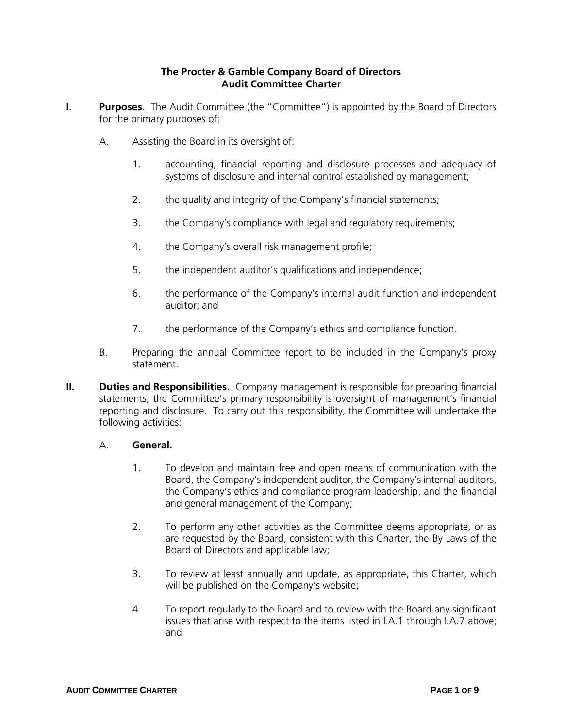# The Procter & Gamble Company Board of Directors
## Audit Committee Charter

**I. Purposes**. The Audit Committee (the "Committee") is appointed by the Board of Directors for the primary purposes of:

A. Assisting the Board in its oversight of:

1. accounting, financial reporting and disclosure processes and adequacy of systems of disclosure and internal control established by management;

2. the quality and integrity of the Company's financial statements;

3. the Company's compliance with legal and regulatory requirements;

4. the Company's overall risk management profile;

5. the independent auditor's qualifications and independence;

6. the performance of the Company's internal audit function and independent auditor; and

7. the performance of the Company's ethics and compliance function.

B. Preparing the annual Committee report to be included in the Company's proxy statement.

**II. Duties and Responsibilities**. Company management is responsible for preparing financial statements; the Committee's primary responsibility is oversight of management's financial reporting and disclosure. To carry out this responsibility, the Committee will undertake the following activities:

A. **General.**

1. To develop and maintain free and open means of communication with the Board, the Company's independent auditor, the Company's internal auditors, the Company's ethics and compliance program leadership, and the financial and general management of the Company;

2. To perform any other activities as the Committee deems appropriate, or as are requested by the Board, consistent with this Charter, the By Laws of the Board of Directors and applicable law;

3. To review at least annually and update, as appropriate, this Charter, which will be published on the Company's website;

4. To report regularly to the Board and to review with the Board any significant issues that arise with respect to the items listed in I.A.1 through I.A.7 above; and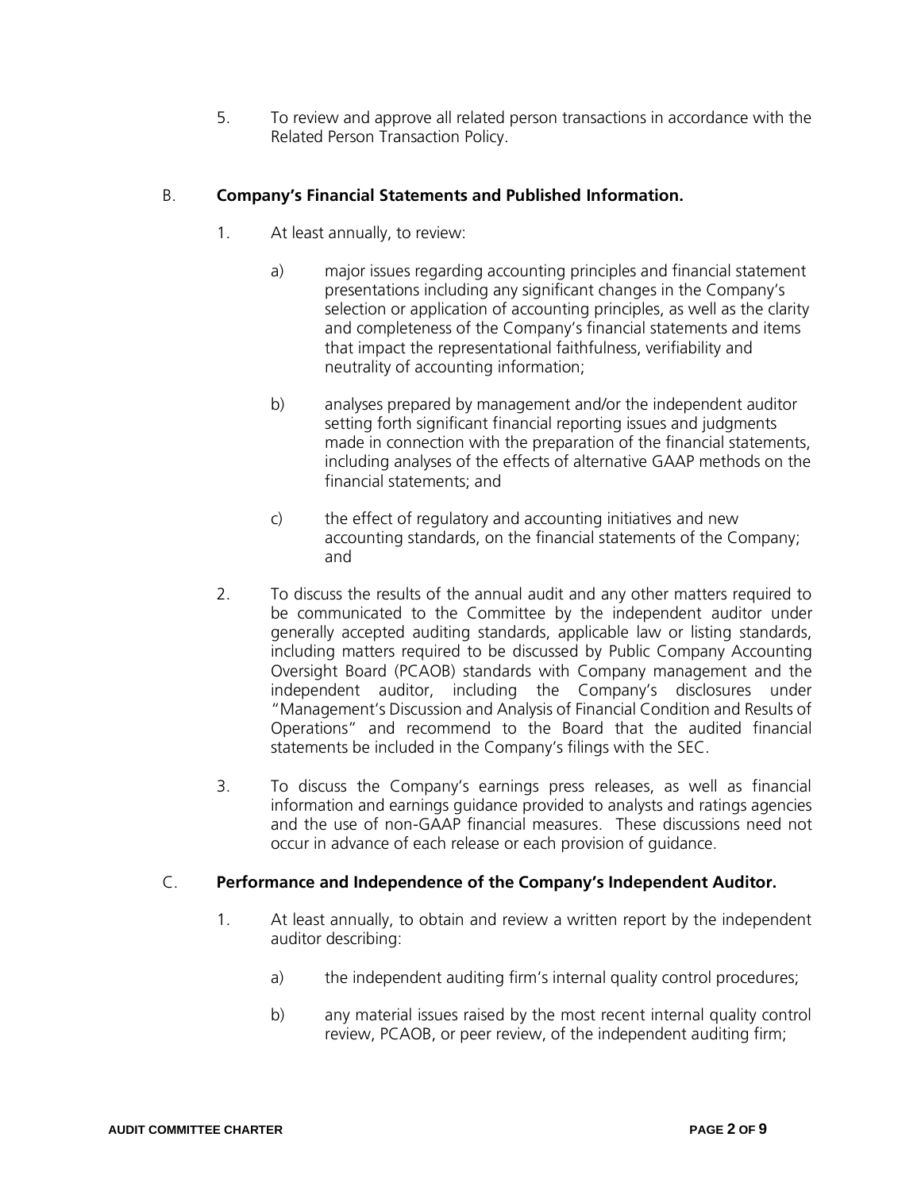5. To review and approve all related person transactions in accordance with the Related Person Transaction Policy.

B. **Company's Financial Statements and Published Information.**

1. At least annually, to review:

   a) major issues regarding accounting principles and financial statement presentations including any significant changes in the Company's selection or application of accounting principles, as well as the clarity and completeness of the Company's financial statements and items that impact the representational faithfulness, verifiability and neutrality of accounting information;

   b) analyses prepared by management and/or the independent auditor setting forth significant financial reporting issues and judgments made in connection with the preparation of the financial statements, including analyses of the effects of alternative GAAP methods on the financial statements; and

   c) the effect of regulatory and accounting initiatives and new accounting standards, on the financial statements of the Company; and

2. To discuss the results of the annual audit and any other matters required to be communicated to the Committee by the independent auditor under generally accepted auditing standards, applicable law or listing standards, including matters required to be discussed by Public Company Accounting Oversight Board (PCAOB) standards with Company management and the independent auditor, including the Company's disclosures under "Management's Discussion and Analysis of Financial Condition and Results of Operations" and recommend to the Board that the audited financial statements be included in the Company's filings with the SEC.

3. To discuss the Company's earnings press releases, as well as financial information and earnings guidance provided to analysts and ratings agencies and the use of non-GAAP financial measures. These discussions need not occur in advance of each release or each provision of guidance.

C. **Performance and Independence of the Company's Independent Auditor.**

1. At least annually, to obtain and review a written report by the independent auditor describing:

   a) the independent auditing firm's internal quality control procedures;

   b) any material issues raised by the most recent internal quality control review, PCAOB, or peer review, of the independent auditing firm;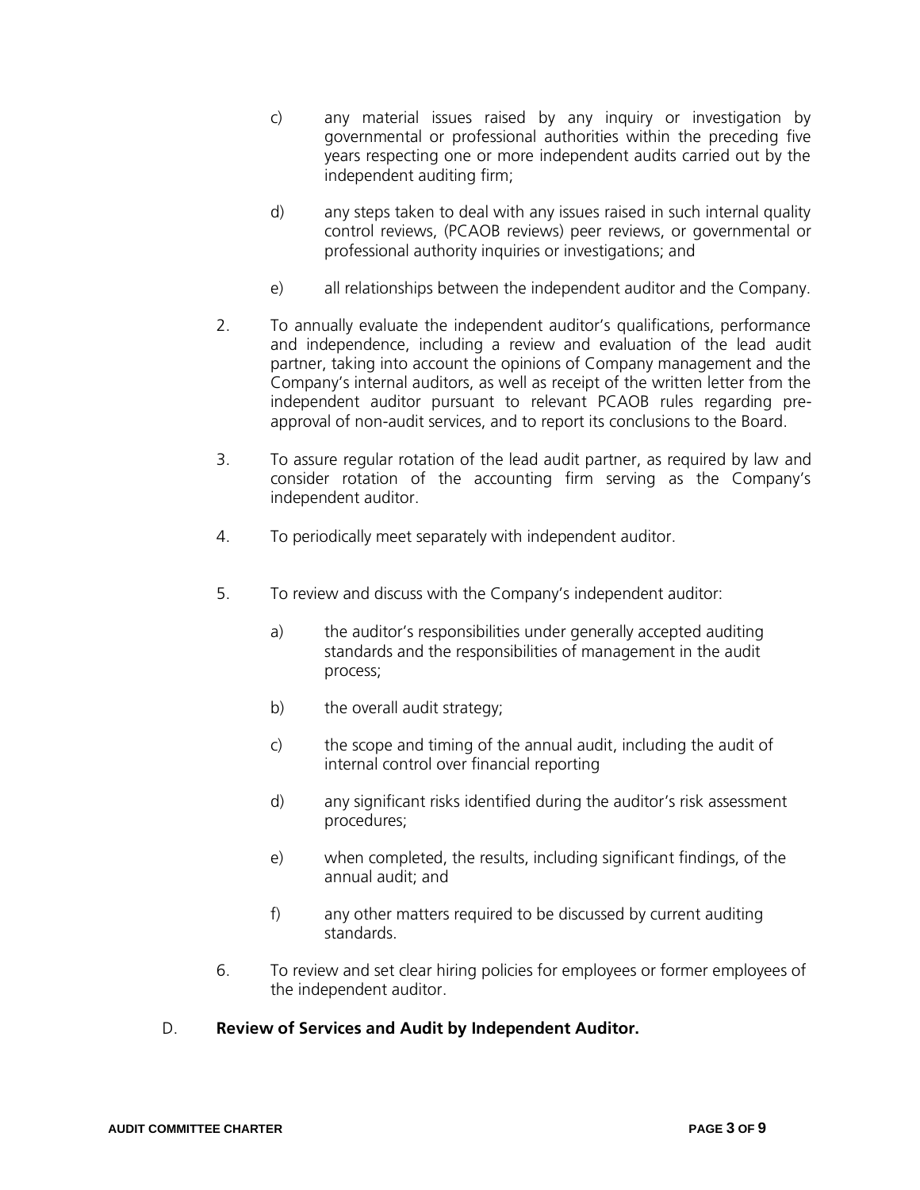c) any material issues raised by any inquiry or investigation by governmental or professional authorities within the preceding five years respecting one or more independent audits carried out by the independent auditing firm;

d) any steps taken to deal with any issues raised in such internal quality control reviews, (PCAOB reviews) peer reviews, or governmental or professional authority inquiries or investigations; and

e) all relationships between the independent auditor and the Company.

2. To annually evaluate the independent auditor's qualifications, performance and independence, including a review and evaluation of the lead audit partner, taking into account the opinions of Company management and the Company's internal auditors, as well as receipt of the written letter from the independent auditor pursuant to relevant PCAOB rules regarding pre-approval of non-audit services, and to report its conclusions to the Board.

3. To assure regular rotation of the lead audit partner, as required by law and consider rotation of the accounting firm serving as the Company's independent auditor.

4. To periodically meet separately with independent auditor.

5. To review and discuss with the Company's independent auditor:

   a) the auditor's responsibilities under generally accepted auditing standards and the responsibilities of management in the audit process;

   b) the overall audit strategy;

   c) the scope and timing of the annual audit, including the audit of internal control over financial reporting

   d) any significant risks identified during the auditor's risk assessment procedures;

   e) when completed, the results, including significant findings, of the annual audit; and

   f) any other matters required to be discussed by current auditing standards.

6. To review and set clear hiring policies for employees or former employees of the independent auditor.

D. **Review of Services and Audit by Independent Auditor.**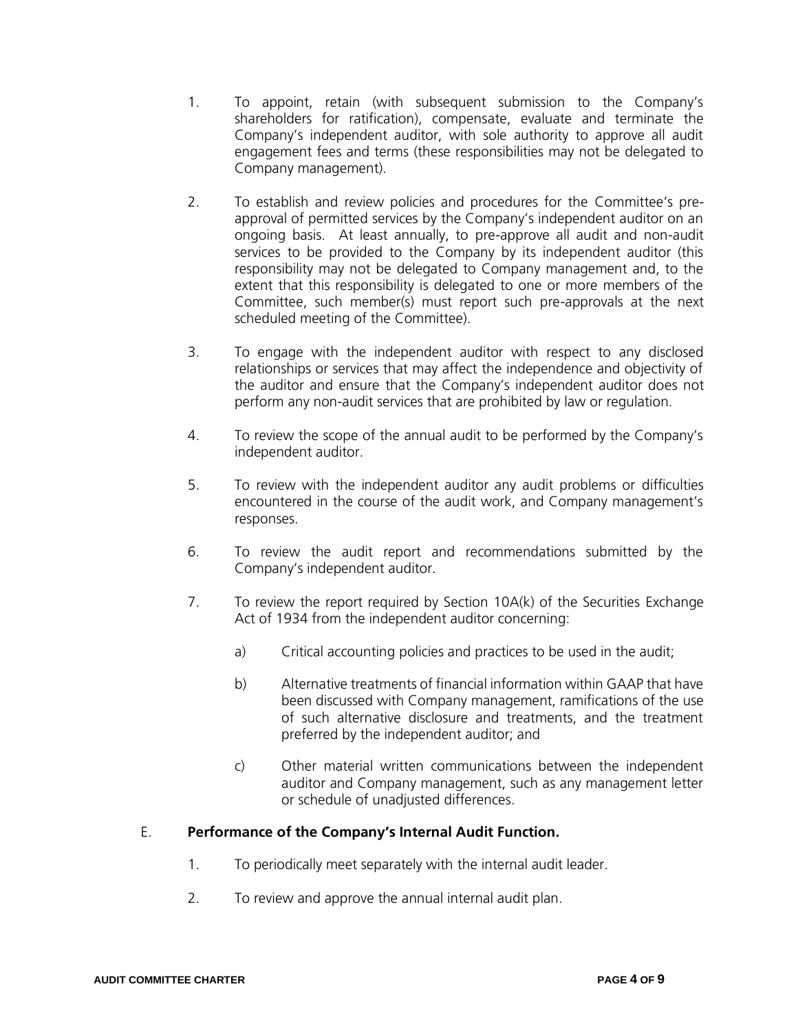1. To appoint, retain (with subsequent submission to the Company's shareholders for ratification), compensate, evaluate and terminate the Company's independent auditor, with sole authority to approve all audit engagement fees and terms (these responsibilities may not be delegated to Company management).

2. To establish and review policies and procedures for the Committee's pre-approval of permitted services by the Company's independent auditor on an ongoing basis. At least annually, to pre-approve all audit and non-audit services to be provided to the Company by its independent auditor (this responsibility may not be delegated to Company management and, to the extent that this responsibility is delegated to one or more members of the Committee, such member(s) must report such pre-approvals at the next scheduled meeting of the Committee).

3. To engage with the independent auditor with respect to any disclosed relationships or services that may affect the independence and objectivity of the auditor and ensure that the Company's independent auditor does not perform any non-audit services that are prohibited by law or regulation.

4. To review the scope of the annual audit to be performed by the Company's independent auditor.

5. To review with the independent auditor any audit problems or difficulties encountered in the course of the audit work, and Company management's responses.

6. To review the audit report and recommendations submitted by the Company's independent auditor.

7. To review the report required by Section 10A(k) of the Securities Exchange Act of 1934 from the independent auditor concerning:

   a) Critical accounting policies and practices to be used in the audit;

   b) Alternative treatments of financial information within GAAP that have been discussed with Company management, ramifications of the use of such alternative disclosure and treatments, and the treatment preferred by the independent auditor; and

   c) Other material written communications between the independent auditor and Company management, such as any management letter or schedule of unadjusted differences.

E. **Performance of the Company's Internal Audit Function.**

1. To periodically meet separately with the internal audit leader.

2. To review and approve the annual internal audit plan.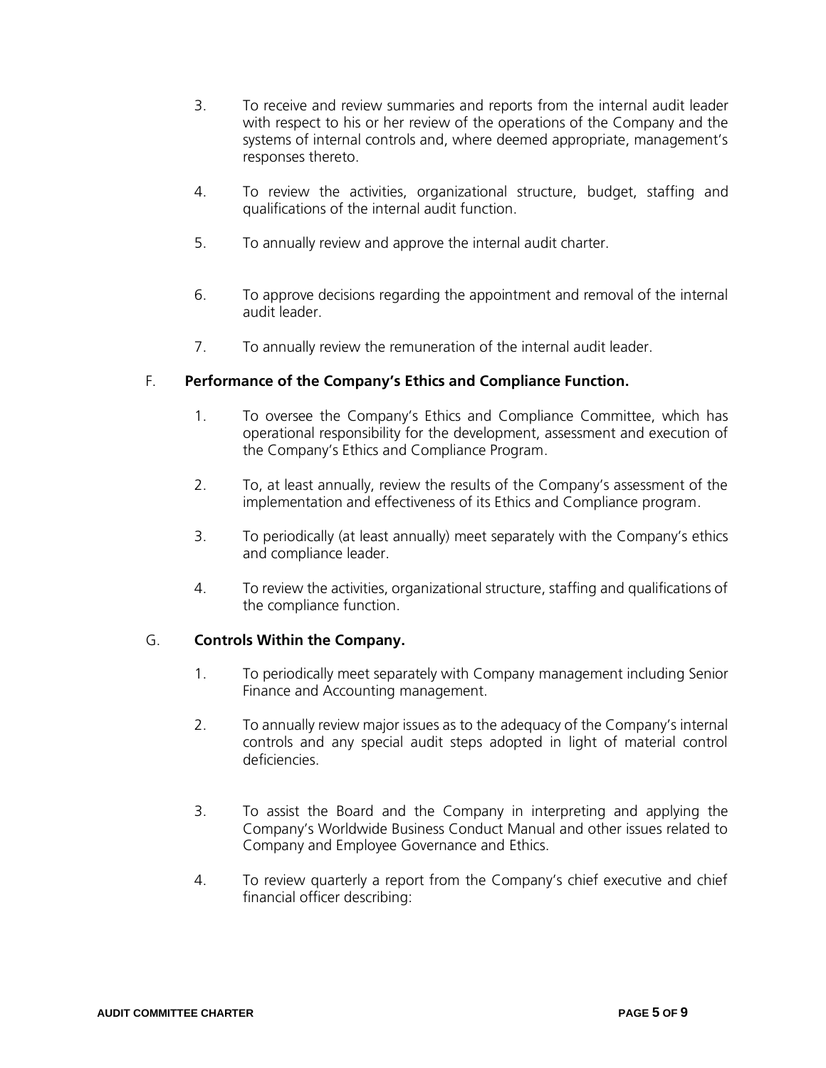3. To receive and review summaries and reports from the internal audit leader with respect to his or her review of the operations of the Company and the systems of internal controls and, where deemed appropriate, management's responses thereto.

4. To review the activities, organizational structure, budget, staffing and qualifications of the internal audit function.

5. To annually review and approve the internal audit charter.

6. To approve decisions regarding the appointment and removal of the internal audit leader.

7. To annually review the remuneration of the internal audit leader.

F. **Performance of the Company's Ethics and Compliance Function.**

1. To oversee the Company's Ethics and Compliance Committee, which has operational responsibility for the development, assessment and execution of the Company's Ethics and Compliance Program.

2. To, at least annually, review the results of the Company's assessment of the implementation and effectiveness of its Ethics and Compliance program.

3. To periodically (at least annually) meet separately with the Company's ethics and compliance leader.

4. To review the activities, organizational structure, staffing and qualifications of the compliance function.

G. **Controls Within the Company.**

1. To periodically meet separately with Company management including Senior Finance and Accounting management.

2. To annually review major issues as to the adequacy of the Company's internal controls and any special audit steps adopted in light of material control deficiencies.

3. To assist the Board and the Company in interpreting and applying the Company's Worldwide Business Conduct Manual and other issues related to Company and Employee Governance and Ethics.

4. To review quarterly a report from the Company's chief executive and chief financial officer describing: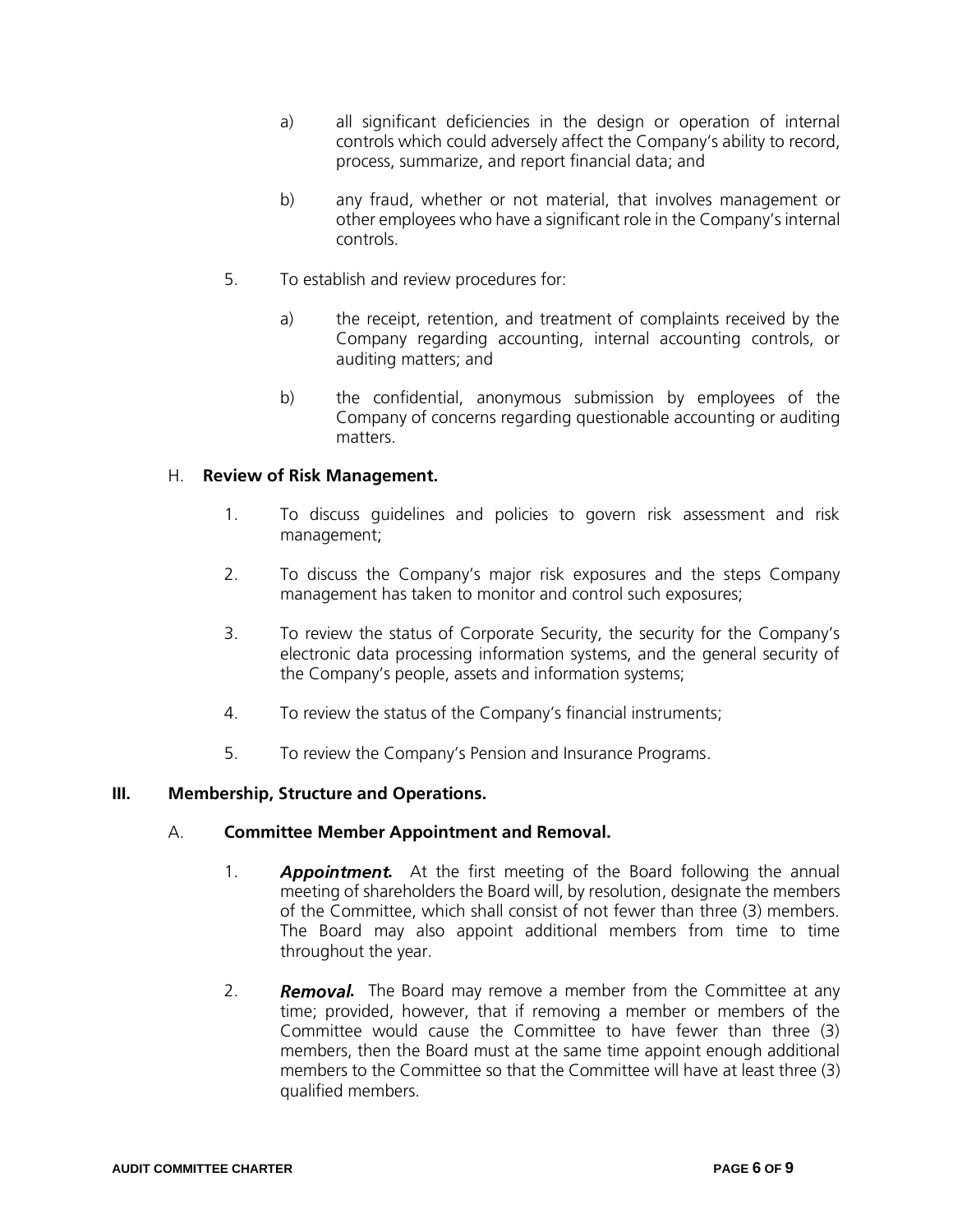a) all significant deficiencies in the design or operation of internal controls which could adversely affect the Company's ability to record, process, summarize, and report financial data; and

b) any fraud, whether or not material, that involves management or other employees who have a significant role in the Company's internal controls.

5. To establish and review procedures for:

a) the receipt, retention, and treatment of complaints received by the Company regarding accounting, internal accounting controls, or auditing matters; and

b) the confidential, anonymous submission by employees of the Company of concerns regarding questionable accounting or auditing matters.

H. **Review of Risk Management.**

1. To discuss guidelines and policies to govern risk assessment and risk management;

2. To discuss the Company's major risk exposures and the steps Company management has taken to monitor and control such exposures;

3. To review the status of Corporate Security, the security for the Company's electronic data processing information systems, and the general security of the Company's people, assets and information systems;

4. To review the status of the Company's financial instruments;

5. To review the Company's Pension and Insurance Programs.

## III. Membership, Structure and Operations.

A. **Committee Member Appointment and Removal.**

1. ***Appointment.*** At the first meeting of the Board following the annual meeting of shareholders the Board will, by resolution, designate the members of the Committee, which shall consist of not fewer than three (3) members. The Board may also appoint additional members from time to time throughout the year.

2. ***Removal.*** The Board may remove a member from the Committee at any time; provided, however, that if removing a member or members of the Committee would cause the Committee to have fewer than three (3) members, then the Board must at the same time appoint enough additional members to the Committee so that the Committee will have at least three (3) qualified members.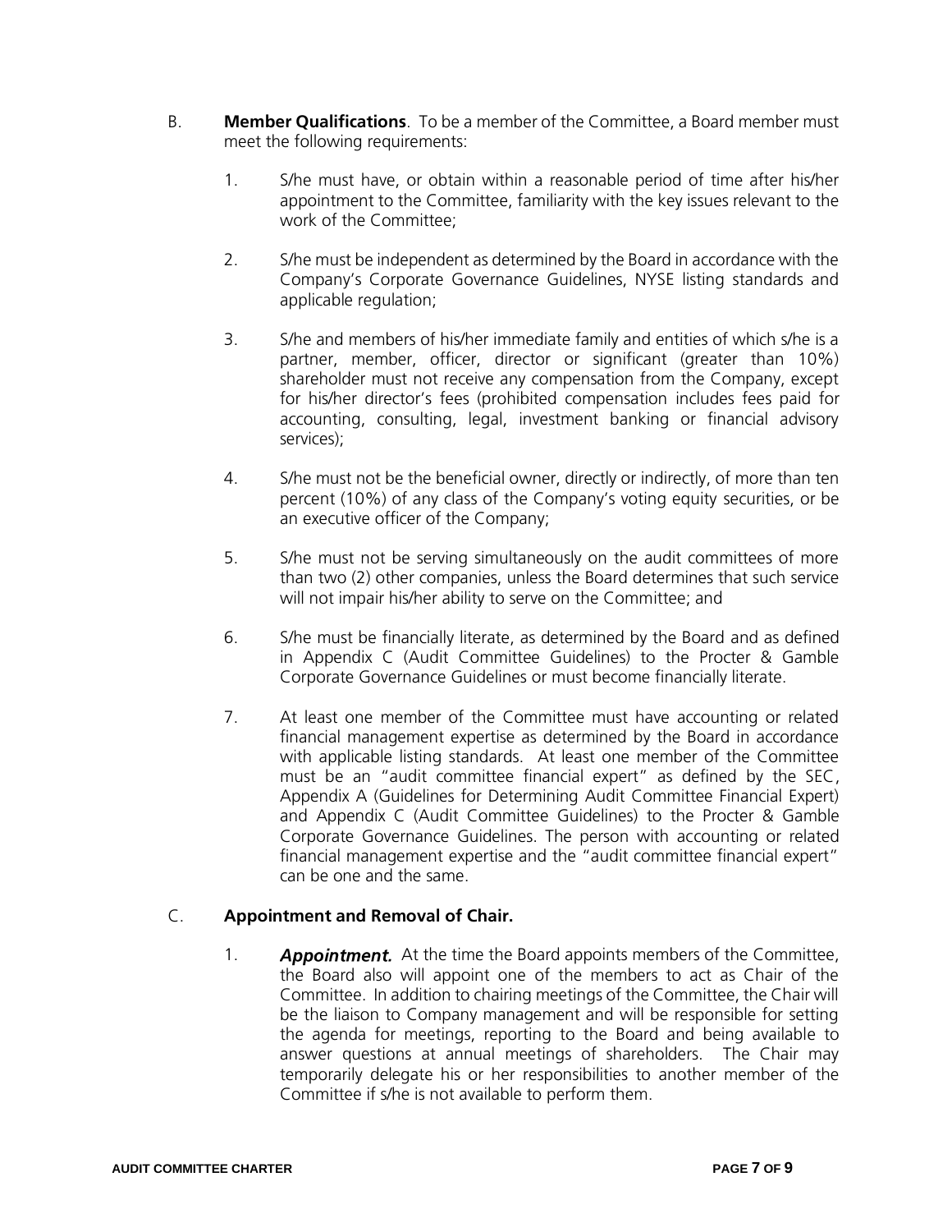B. **Member Qualifications**. To be a member of the Committee, a Board member must meet the following requirements:

1. S/he must have, or obtain within a reasonable period of time after his/her appointment to the Committee, familiarity with the key issues relevant to the work of the Committee;

2. S/he must be independent as determined by the Board in accordance with the Company's Corporate Governance Guidelines, NYSE listing standards and applicable regulation;

3. S/he and members of his/her immediate family and entities of which s/he is a partner, member, officer, director or significant (greater than 10%) shareholder must not receive any compensation from the Company, except for his/her director's fees (prohibited compensation includes fees paid for accounting, consulting, legal, investment banking or financial advisory services);

4. S/he must not be the beneficial owner, directly or indirectly, of more than ten percent (10%) of any class of the Company's voting equity securities, or be an executive officer of the Company;

5. S/he must not be serving simultaneously on the audit committees of more than two (2) other companies, unless the Board determines that such service will not impair his/her ability to serve on the Committee; and

6. S/he must be financially literate, as determined by the Board and as defined in Appendix C (Audit Committee Guidelines) to the Procter & Gamble Corporate Governance Guidelines or must become financially literate.

7. At least one member of the Committee must have accounting or related financial management expertise as determined by the Board in accordance with applicable listing standards. At least one member of the Committee must be an "audit committee financial expert" as defined by the SEC, Appendix A (Guidelines for Determining Audit Committee Financial Expert) and Appendix C (Audit Committee Guidelines) to the Procter & Gamble Corporate Governance Guidelines. The person with accounting or related financial management expertise and the "audit committee financial expert" can be one and the same.

C. **Appointment and Removal of Chair.**

1. ***Appointment.*** At the time the Board appoints members of the Committee, the Board also will appoint one of the members to act as Chair of the Committee. In addition to chairing meetings of the Committee, the Chair will be the liaison to Company management and will be responsible for setting the agenda for meetings, reporting to the Board and being available to answer questions at annual meetings of shareholders. The Chair may temporarily delegate his or her responsibilities to another member of the Committee if s/he is not available to perform them.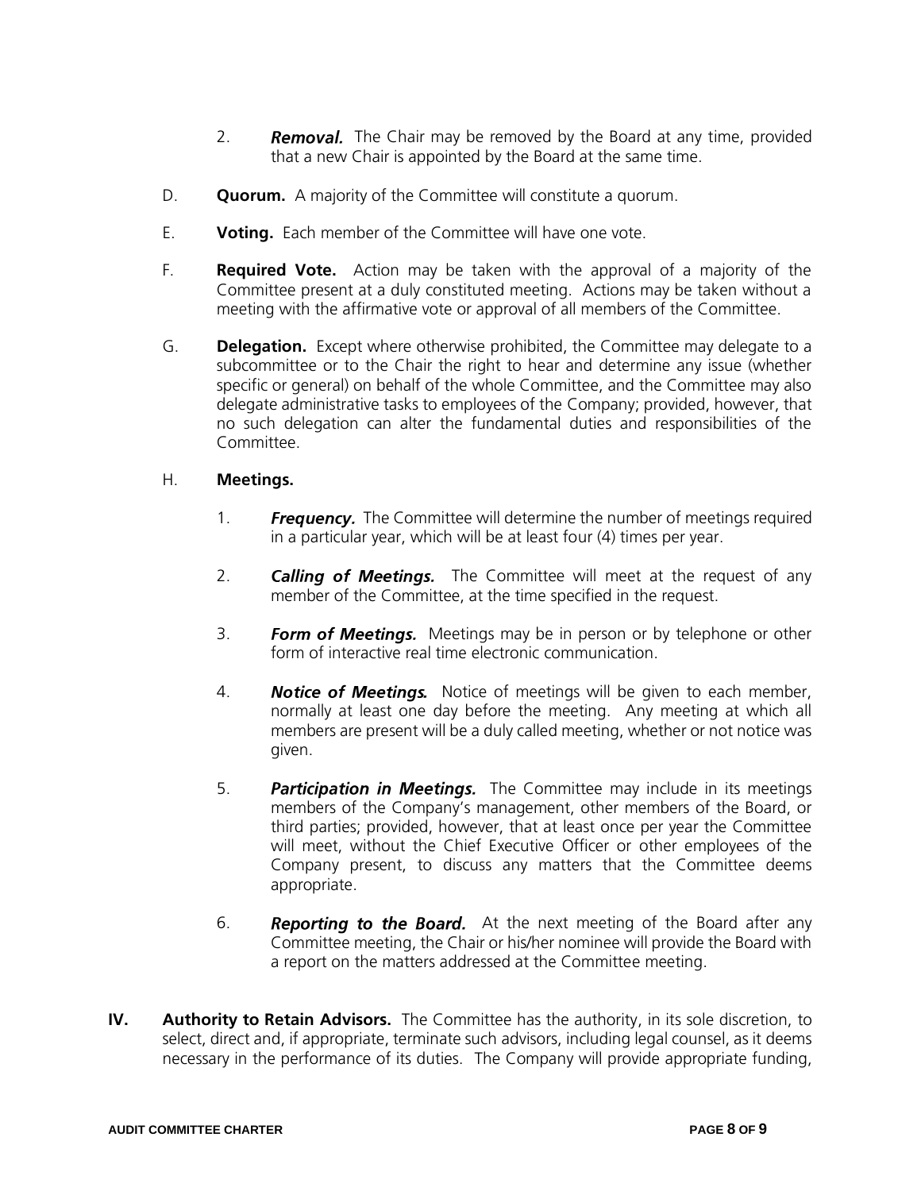2. ***Removal.*** The Chair may be removed by the Board at any time, provided that a new Chair is appointed by the Board at the same time.

D. **Quorum.** A majority of the Committee will constitute a quorum.

E. **Voting.** Each member of the Committee will have one vote.

F. **Required Vote.** Action may be taken with the approval of a majority of the Committee present at a duly constituted meeting. Actions may be taken without a meeting with the affirmative vote or approval of all members of the Committee.

G. **Delegation.** Except where otherwise prohibited, the Committee may delegate to a subcommittee or to the Chair the right to hear and determine any issue (whether specific or general) on behalf of the whole Committee, and the Committee may also delegate administrative tasks to employees of the Company; provided, however, that no such delegation can alter the fundamental duties and responsibilities of the Committee.

H. **Meetings.**

1. ***Frequency.*** The Committee will determine the number of meetings required in a particular year, which will be at least four (4) times per year.

2. ***Calling of Meetings.*** The Committee will meet at the request of any member of the Committee, at the time specified in the request.

3. ***Form of Meetings.*** Meetings may be in person or by telephone or other form of interactive real time electronic communication.

4. ***Notice of Meetings.*** Notice of meetings will be given to each member, normally at least one day before the meeting. Any meeting at which all members are present will be a duly called meeting, whether or not notice was given.

5. ***Participation in Meetings.*** The Committee may include in its meetings members of the Company's management, other members of the Board, or third parties; provided, however, that at least once per year the Committee will meet, without the Chief Executive Officer or other employees of the Company present, to discuss any matters that the Committee deems appropriate.

6. ***Reporting to the Board.*** At the next meeting of the Board after any Committee meeting, the Chair or his/her nominee will provide the Board with a report on the matters addressed at the Committee meeting.

**IV. Authority to Retain Advisors.** The Committee has the authority, in its sole discretion, to select, direct and, if appropriate, terminate such advisors, including legal counsel, as it deems necessary in the performance of its duties. The Company will provide appropriate funding,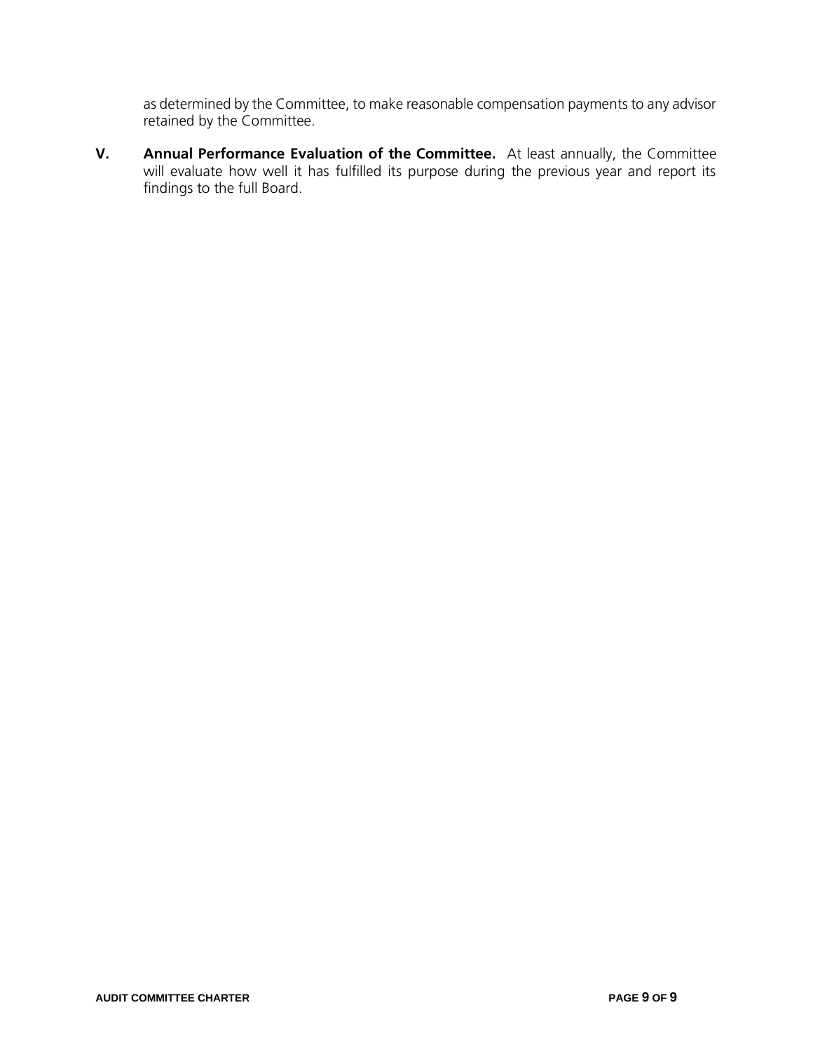as determined by the Committee, to make reasonable compensation payments to any advisor retained by the Committee.

**V. Annual Performance Evaluation of the Committee.** At least annually, the Committee will evaluate how well it has fulfilled its purpose during the previous year and report its findings to the full Board.